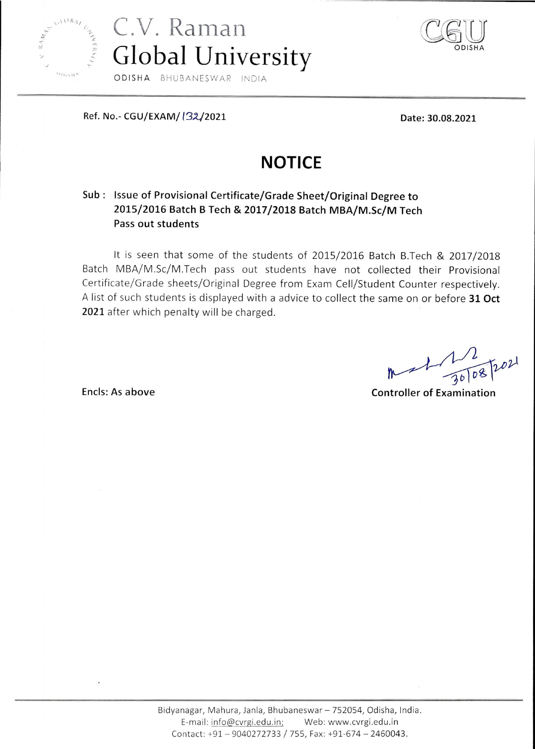# C.V. Raman Global University

ODISHA BHUBANESWAR INDIA

CGU ODISHA

Ref. No.- CGU/EXAM/132/2021

Date: 30.08.2021

## NOTICE

**Sub : Issue of Provisional Certificate/Grade Sheet/Original Degree to 2015/2016 Batch B Tech & 2017/2018 Batch MBA/M.Sc/M Tech Pass out students**

It is seen that some of the students of 2015/2016 Batch B.Tech & 2017/2018 Batch MBA/M.Sc/M.Tech pass out students have not collected their Provisional Certificate/Grade sheets/Original Degree from Exam Cell/Student Counter respectively. A list of such students is displayed with a advice to collect the same on or before **31 Oct 2021** after which penalty will be charged.

30/08/2021

Controller of Examination

Encls: As above

Bidyanagar, Mahura, Janla, Bhubaneswar – 752054, Odisha, India.
E-mail: info@cvrgi.edu.in; Web: www.cvrgi.edu.in
Contact: +91 – 9040272733 / 755, Fax: +91-674 – 2460043.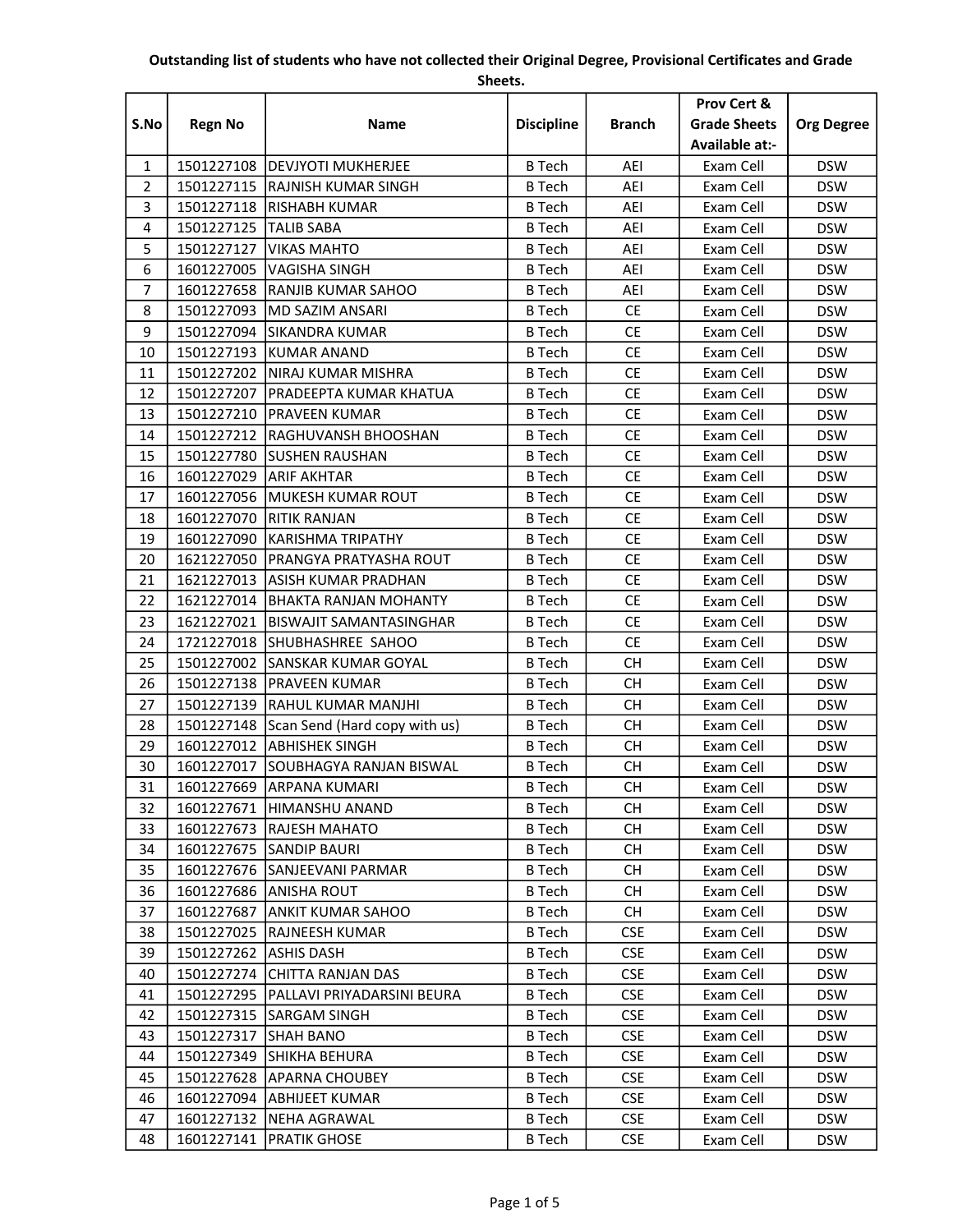**Outstanding list of students who have not collected their Original Degree, Provisional Certificates and Grade Sheets.**

| S.No | Regn No | Name | Discipline | Branch | Prov Cert & Grade Sheets Available at:- | Org Degree |
|---|---|---|---|---|---|---|
| 1 | 1501227108 | DEVJYOTI MUKHERJEE | B Tech | AEI | Exam Cell | DSW |
| 2 | 1501227115 | RAJNISH KUMAR SINGH | B Tech | AEI | Exam Cell | DSW |
| 3 | 1501227118 | RISHABH KUMAR | B Tech | AEI | Exam Cell | DSW |
| 4 | 1501227125 | TALIB SABA | B Tech | AEI | Exam Cell | DSW |
| 5 | 1501227127 | VIKAS MAHTO | B Tech | AEI | Exam Cell | DSW |
| 6 | 1601227005 | VAGISHA SINGH | B Tech | AEI | Exam Cell | DSW |
| 7 | 1601227658 | RANJIB KUMAR SAHOO | B Tech | AEI | Exam Cell | DSW |
| 8 | 1501227093 | MD SAZIM ANSARI | B Tech | CE | Exam Cell | DSW |
| 9 | 1501227094 | SIKANDRA KUMAR | B Tech | CE | Exam Cell | DSW |
| 10 | 1501227193 | KUMAR ANAND | B Tech | CE | Exam Cell | DSW |
| 11 | 1501227202 | NIRAJ KUMAR MISHRA | B Tech | CE | Exam Cell | DSW |
| 12 | 1501227207 | PRADEEPTA KUMAR KHATUA | B Tech | CE | Exam Cell | DSW |
| 13 | 1501227210 | PRAVEEN KUMAR | B Tech | CE | Exam Cell | DSW |
| 14 | 1501227212 | RAGHUVANSH BHOOSHAN | B Tech | CE | Exam Cell | DSW |
| 15 | 1501227780 | SUSHEN RAUSHAN | B Tech | CE | Exam Cell | DSW |
| 16 | 1601227029 | ARIF AKHTAR | B Tech | CE | Exam Cell | DSW |
| 17 | 1601227056 | MUKESH KUMAR ROUT | B Tech | CE | Exam Cell | DSW |
| 18 | 1601227070 | RITIK RANJAN | B Tech | CE | Exam Cell | DSW |
| 19 | 1601227090 | KARISHMA TRIPATHY | B Tech | CE | Exam Cell | DSW |
| 20 | 1621227050 | PRANGYA PRATYASHA ROUT | B Tech | CE | Exam Cell | DSW |
| 21 | 1621227013 | ASISH KUMAR PRADHAN | B Tech | CE | Exam Cell | DSW |
| 22 | 1621227014 | BHAKTA RANJAN MOHANTY | B Tech | CE | Exam Cell | DSW |
| 23 | 1621227021 | BISWAJIT SAMANTASINGHAR | B Tech | CE | Exam Cell | DSW |
| 24 | 1721227018 | SHUBHASHREE SAHOO | B Tech | CE | Exam Cell | DSW |
| 25 | 1501227002 | SANSKAR KUMAR GOYAL | B Tech | CH | Exam Cell | DSW |
| 26 | 1501227138 | PRAVEEN KUMAR | B Tech | CH | Exam Cell | DSW |
| 27 | 1501227139 | RAHUL KUMAR MANJHI | B Tech | CH | Exam Cell | DSW |
| 28 | 1501227148 | Scan Send (Hard copy with us) | B Tech | CH | Exam Cell | DSW |
| 29 | 1601227012 | ABHISHEK SINGH | B Tech | CH | Exam Cell | DSW |
| 30 | 1601227017 | SOUBHAGYA RANJAN BISWAL | B Tech | CH | Exam Cell | DSW |
| 31 | 1601227669 | ARPANA KUMARI | B Tech | CH | Exam Cell | DSW |
| 32 | 1601227671 | HIMANSHU ANAND | B Tech | CH | Exam Cell | DSW |
| 33 | 1601227673 | RAJESH MAHATO | B Tech | CH | Exam Cell | DSW |
| 34 | 1601227675 | SANDIP BAURI | B Tech | CH | Exam Cell | DSW |
| 35 | 1601227676 | SANJEEVANI PARMAR | B Tech | CH | Exam Cell | DSW |
| 36 | 1601227686 | ANISHA ROUT | B Tech | CH | Exam Cell | DSW |
| 37 | 1601227687 | ANKIT KUMAR SAHOO | B Tech | CH | Exam Cell | DSW |
| 38 | 1501227025 | RAJNEESH KUMAR | B Tech | CSE | Exam Cell | DSW |
| 39 | 1501227262 | ASHIS DASH | B Tech | CSE | Exam Cell | DSW |
| 40 | 1501227274 | CHITTA RANJAN DAS | B Tech | CSE | Exam Cell | DSW |
| 41 | 1501227295 | PALLAVI PRIYADARSINI BEURA | B Tech | CSE | Exam Cell | DSW |
| 42 | 1501227315 | SARGAM SINGH | B Tech | CSE | Exam Cell | DSW |
| 43 | 1501227317 | SHAH BANO | B Tech | CSE | Exam Cell | DSW |
| 44 | 1501227349 | SHIKHA BEHURA | B Tech | CSE | Exam Cell | DSW |
| 45 | 1501227628 | APARNA CHOUBEY | B Tech | CSE | Exam Cell | DSW |
| 46 | 1601227094 | ABHIJEET KUMAR | B Tech | CSE | Exam Cell | DSW |
| 47 | 1601227132 | NEHA AGRAWAL | B Tech | CSE | Exam Cell | DSW |
| 48 | 1601227141 | PRATIK GHOSE | B Tech | CSE | Exam Cell | DSW |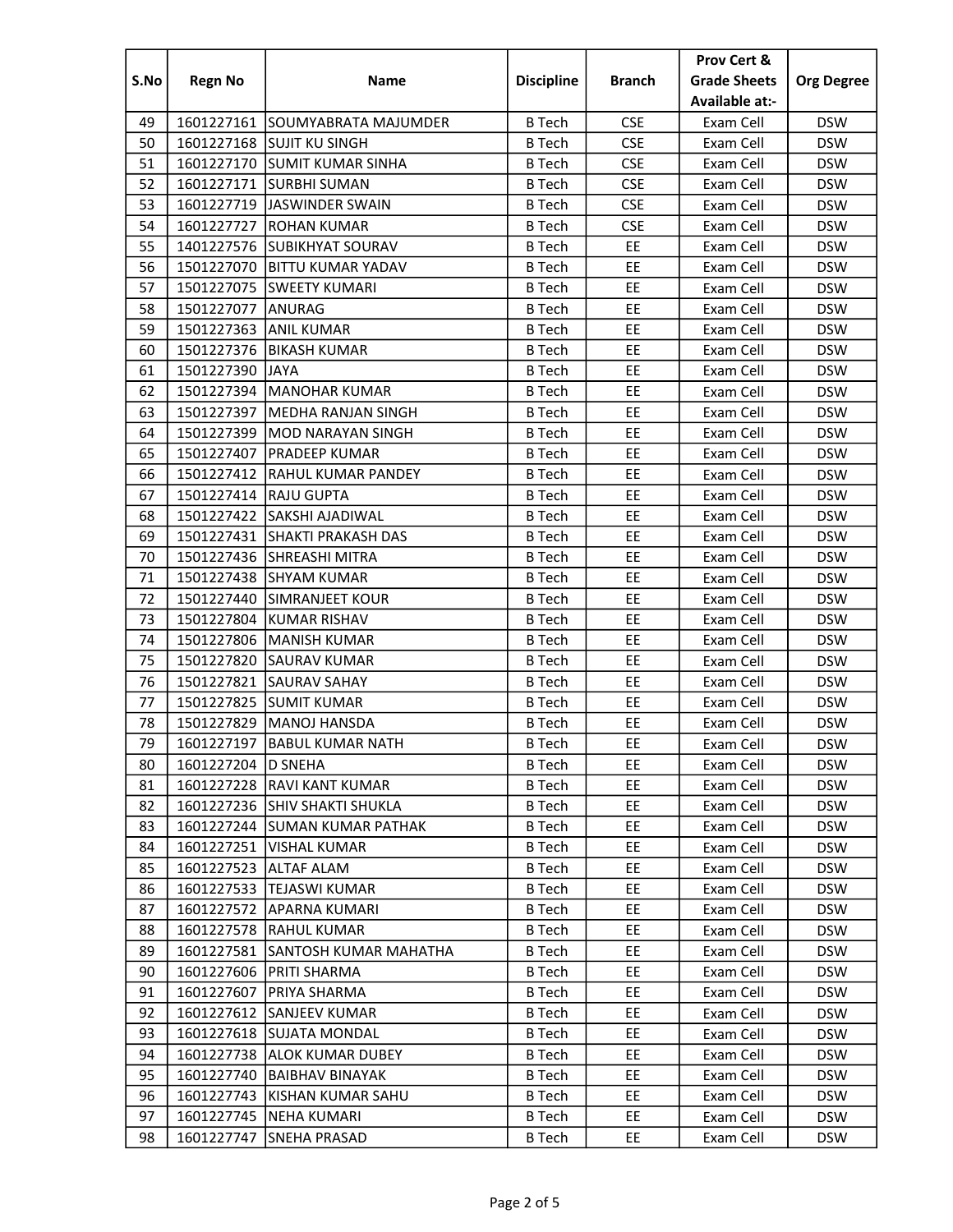| S.No | Regn No | Name | Discipline | Branch | Prov Cert & Grade Sheets Available at:- | Org Degree |
|---|---|---|---|---|---|---|
| 49 | 1601227161 | SOUMYABRATA MAJUMDER | B Tech | CSE | Exam Cell | DSW |
| 50 | 1601227168 | SUJIT KU SINGH | B Tech | CSE | Exam Cell | DSW |
| 51 | 1601227170 | SUMIT KUMAR SINHA | B Tech | CSE | Exam Cell | DSW |
| 52 | 1601227171 | SURBHI SUMAN | B Tech | CSE | Exam Cell | DSW |
| 53 | 1601227719 | JASWINDER SWAIN | B Tech | CSE | Exam Cell | DSW |
| 54 | 1601227727 | ROHAN KUMAR | B Tech | CSE | Exam Cell | DSW |
| 55 | 1401227576 | SUBIKHYAT SOURAV | B Tech | EE | Exam Cell | DSW |
| 56 | 1501227070 | BITTU KUMAR YADAV | B Tech | EE | Exam Cell | DSW |
| 57 | 1501227075 | SWEETY KUMARI | B Tech | EE | Exam Cell | DSW |
| 58 | 1501227077 | ANURAG | B Tech | EE | Exam Cell | DSW |
| 59 | 1501227363 | ANIL KUMAR | B Tech | EE | Exam Cell | DSW |
| 60 | 1501227376 | BIKASH KUMAR | B Tech | EE | Exam Cell | DSW |
| 61 | 1501227390 | JAYA | B Tech | EE | Exam Cell | DSW |
| 62 | 1501227394 | MANOHAR KUMAR | B Tech | EE | Exam Cell | DSW |
| 63 | 1501227397 | MEDHA RANJAN SINGH | B Tech | EE | Exam Cell | DSW |
| 64 | 1501227399 | MOD NARAYAN SINGH | B Tech | EE | Exam Cell | DSW |
| 65 | 1501227407 | PRADEEP KUMAR | B Tech | EE | Exam Cell | DSW |
| 66 | 1501227412 | RAHUL KUMAR PANDEY | B Tech | EE | Exam Cell | DSW |
| 67 | 1501227414 | RAJU GUPTA | B Tech | EE | Exam Cell | DSW |
| 68 | 1501227422 | SAKSHI AJADIWAL | B Tech | EE | Exam Cell | DSW |
| 69 | 1501227431 | SHAKTI PRAKASH DAS | B Tech | EE | Exam Cell | DSW |
| 70 | 1501227436 | SHREASHI MITRA | B Tech | EE | Exam Cell | DSW |
| 71 | 1501227438 | SHYAM KUMAR | B Tech | EE | Exam Cell | DSW |
| 72 | 1501227440 | SIMRANJEET KOUR | B Tech | EE | Exam Cell | DSW |
| 73 | 1501227804 | KUMAR RISHAV | B Tech | EE | Exam Cell | DSW |
| 74 | 1501227806 | MANISH KUMAR | B Tech | EE | Exam Cell | DSW |
| 75 | 1501227820 | SAURAV KUMAR | B Tech | EE | Exam Cell | DSW |
| 76 | 1501227821 | SAURAV SAHAY | B Tech | EE | Exam Cell | DSW |
| 77 | 1501227825 | SUMIT KUMAR | B Tech | EE | Exam Cell | DSW |
| 78 | 1501227829 | MANOJ HANSDA | B Tech | EE | Exam Cell | DSW |
| 79 | 1601227197 | BABUL KUMAR NATH | B Tech | EE | Exam Cell | DSW |
| 80 | 1601227204 | D SNEHA | B Tech | EE | Exam Cell | DSW |
| 81 | 1601227228 | RAVI KANT KUMAR | B Tech | EE | Exam Cell | DSW |
| 82 | 1601227236 | SHIV SHAKTI SHUKLA | B Tech | EE | Exam Cell | DSW |
| 83 | 1601227244 | SUMAN KUMAR PATHAK | B Tech | EE | Exam Cell | DSW |
| 84 | 1601227251 | VISHAL KUMAR | B Tech | EE | Exam Cell | DSW |
| 85 | 1601227523 | ALTAF ALAM | B Tech | EE | Exam Cell | DSW |
| 86 | 1601227533 | TEJASWI KUMAR | B Tech | EE | Exam Cell | DSW |
| 87 | 1601227572 | APARNA KUMARI | B Tech | EE | Exam Cell | DSW |
| 88 | 1601227578 | RAHUL KUMAR | B Tech | EE | Exam Cell | DSW |
| 89 | 1601227581 | SANTOSH KUMAR MAHATHA | B Tech | EE | Exam Cell | DSW |
| 90 | 1601227606 | PRITI SHARMA | B Tech | EE | Exam Cell | DSW |
| 91 | 1601227607 | PRIYA SHARMA | B Tech | EE | Exam Cell | DSW |
| 92 | 1601227612 | SANJEEV KUMAR | B Tech | EE | Exam Cell | DSW |
| 93 | 1601227618 | SUJATA MONDAL | B Tech | EE | Exam Cell | DSW |
| 94 | 1601227738 | ALOK KUMAR DUBEY | B Tech | EE | Exam Cell | DSW |
| 95 | 1601227740 | BAIBHAV BINAYAK | B Tech | EE | Exam Cell | DSW |
| 96 | 1601227743 | KISHAN KUMAR SAHU | B Tech | EE | Exam Cell | DSW |
| 97 | 1601227745 | NEHA KUMARI | B Tech | EE | Exam Cell | DSW |
| 98 | 1601227747 | SNEHA PRASAD | B Tech | EE | Exam Cell | DSW |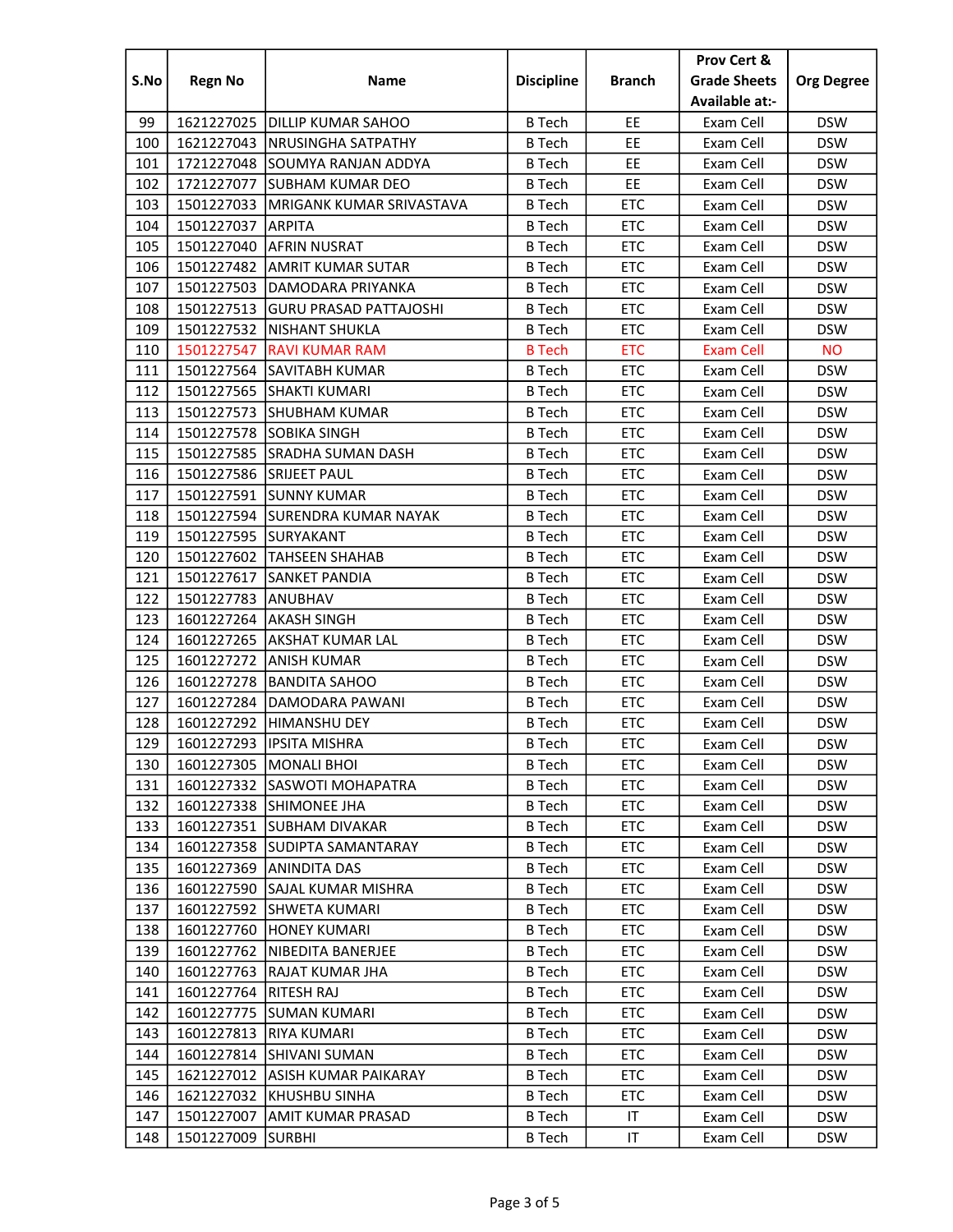| S.No | Regn No | Name | Discipline | Branch | Prov Cert & Grade Sheets Available at:- | Org Degree |
|---|---|---|---|---|---|---|
| 99 | 1621227025 | DILLIP KUMAR SAHOO | B Tech | EE | Exam Cell | DSW |
| 100 | 1621227043 | NRUSINGHA SATPATHY | B Tech | EE | Exam Cell | DSW |
| 101 | 1721227048 | SOUMYA RANJAN ADDYA | B Tech | EE | Exam Cell | DSW |
| 102 | 1721227077 | SUBHAM KUMAR DEO | B Tech | EE | Exam Cell | DSW |
| 103 | 1501227033 | MRIGANK KUMAR SRIVASTAVA | B Tech | ETC | Exam Cell | DSW |
| 104 | 1501227037 | ARPITA | B Tech | ETC | Exam Cell | DSW |
| 105 | 1501227040 | AFRIN NUSRAT | B Tech | ETC | Exam Cell | DSW |
| 106 | 1501227482 | AMRIT KUMAR SUTAR | B Tech | ETC | Exam Cell | DSW |
| 107 | 1501227503 | DAMODARA PRIYANKA | B Tech | ETC | Exam Cell | DSW |
| 108 | 1501227513 | GURU PRASAD PATTAJOSHI | B Tech | ETC | Exam Cell | DSW |
| 109 | 1501227532 | NISHANT SHUKLA | B Tech | ETC | Exam Cell | DSW |
| 110 | 1501227547 | RAVI KUMAR RAM | B Tech | ETC | Exam Cell | NO |
| 111 | 1501227564 | SAVITABH KUMAR | B Tech | ETC | Exam Cell | DSW |
| 112 | 1501227565 | SHAKTI KUMARI | B Tech | ETC | Exam Cell | DSW |
| 113 | 1501227573 | SHUBHAM KUMAR | B Tech | ETC | Exam Cell | DSW |
| 114 | 1501227578 | SOBIKA SINGH | B Tech | ETC | Exam Cell | DSW |
| 115 | 1501227585 | SRADHA SUMAN DASH | B Tech | ETC | Exam Cell | DSW |
| 116 | 1501227586 | SRIJEET PAUL | B Tech | ETC | Exam Cell | DSW |
| 117 | 1501227591 | SUNNY KUMAR | B Tech | ETC | Exam Cell | DSW |
| 118 | 1501227594 | SURENDRA KUMAR NAYAK | B Tech | ETC | Exam Cell | DSW |
| 119 | 1501227595 | SURYAKANT | B Tech | ETC | Exam Cell | DSW |
| 120 | 1501227602 | TAHSEEN SHAHAB | B Tech | ETC | Exam Cell | DSW |
| 121 | 1501227617 | SANKET PANDIA | B Tech | ETC | Exam Cell | DSW |
| 122 | 1501227783 | ANUBHAV | B Tech | ETC | Exam Cell | DSW |
| 123 | 1601227264 | AKASH SINGH | B Tech | ETC | Exam Cell | DSW |
| 124 | 1601227265 | AKSHAT KUMAR LAL | B Tech | ETC | Exam Cell | DSW |
| 125 | 1601227272 | ANISH KUMAR | B Tech | ETC | Exam Cell | DSW |
| 126 | 1601227278 | BANDITA SAHOO | B Tech | ETC | Exam Cell | DSW |
| 127 | 1601227284 | DAMODARA PAWANI | B Tech | ETC | Exam Cell | DSW |
| 128 | 1601227292 | HIMANSHU DEY | B Tech | ETC | Exam Cell | DSW |
| 129 | 1601227293 | IPSITA MISHRA | B Tech | ETC | Exam Cell | DSW |
| 130 | 1601227305 | MONALI BHOI | B Tech | ETC | Exam Cell | DSW |
| 131 | 1601227332 | SASWOTI MOHAPATRA | B Tech | ETC | Exam Cell | DSW |
| 132 | 1601227338 | SHIMONEE JHA | B Tech | ETC | Exam Cell | DSW |
| 133 | 1601227351 | SUBHAM DIVAKAR | B Tech | ETC | Exam Cell | DSW |
| 134 | 1601227358 | SUDIPTA SAMANTARAY | B Tech | ETC | Exam Cell | DSW |
| 135 | 1601227369 | ANINDITA DAS | B Tech | ETC | Exam Cell | DSW |
| 136 | 1601227590 | SAJAL KUMAR MISHRA | B Tech | ETC | Exam Cell | DSW |
| 137 | 1601227592 | SHWETA KUMARI | B Tech | ETC | Exam Cell | DSW |
| 138 | 1601227760 | HONEY KUMARI | B Tech | ETC | Exam Cell | DSW |
| 139 | 1601227762 | NIBEDITA BANERJEE | B Tech | ETC | Exam Cell | DSW |
| 140 | 1601227763 | RAJAT KUMAR JHA | B Tech | ETC | Exam Cell | DSW |
| 141 | 1601227764 | RITESH RAJ | B Tech | ETC | Exam Cell | DSW |
| 142 | 1601227775 | SUMAN KUMARI | B Tech | ETC | Exam Cell | DSW |
| 143 | 1601227813 | RIYA KUMARI | B Tech | ETC | Exam Cell | DSW |
| 144 | 1601227814 | SHIVANI SUMAN | B Tech | ETC | Exam Cell | DSW |
| 145 | 1621227012 | ASISH KUMAR PAIKARAY | B Tech | ETC | Exam Cell | DSW |
| 146 | 1621227032 | KHUSHBU SINHA | B Tech | ETC | Exam Cell | DSW |
| 147 | 1501227007 | AMIT KUMAR PRASAD | B Tech | IT | Exam Cell | DSW |
| 148 | 1501227009 | SURBHI | B Tech | IT | Exam Cell | DSW |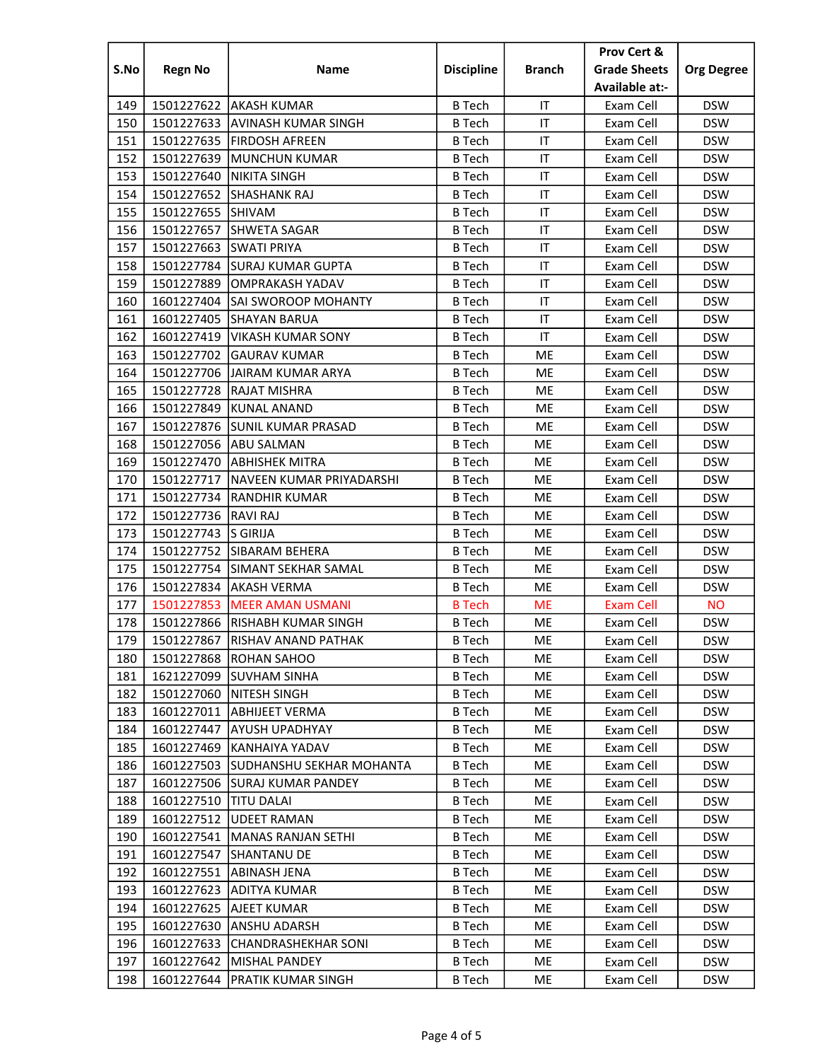| S.No | Regn No | Name | Discipline | Branch | Prov Cert & Grade Sheets Available at:- | Org Degree |
|---|---|---|---|---|---|---|
| 149 | 1501227622 | AKASH KUMAR | B Tech | IT | Exam Cell | DSW |
| 150 | 1501227633 | AVINASH KUMAR SINGH | B Tech | IT | Exam Cell | DSW |
| 151 | 1501227635 | FIRDOSH AFREEN | B Tech | IT | Exam Cell | DSW |
| 152 | 1501227639 | MUNCHUN KUMAR | B Tech | IT | Exam Cell | DSW |
| 153 | 1501227640 | NIKITA SINGH | B Tech | IT | Exam Cell | DSW |
| 154 | 1501227652 | SHASHANK RAJ | B Tech | IT | Exam Cell | DSW |
| 155 | 1501227655 | SHIVAM | B Tech | IT | Exam Cell | DSW |
| 156 | 1501227657 | SHWETA SAGAR | B Tech | IT | Exam Cell | DSW |
| 157 | 1501227663 | SWATI PRIYA | B Tech | IT | Exam Cell | DSW |
| 158 | 1501227784 | SURAJ KUMAR GUPTA | B Tech | IT | Exam Cell | DSW |
| 159 | 1501227889 | OMPRAKASH YADAV | B Tech | IT | Exam Cell | DSW |
| 160 | 1601227404 | SAI SWOROOP MOHANTY | B Tech | IT | Exam Cell | DSW |
| 161 | 1601227405 | SHAYAN BARUA | B Tech | IT | Exam Cell | DSW |
| 162 | 1601227419 | VIKASH KUMAR SONY | B Tech | IT | Exam Cell | DSW |
| 163 | 1501227702 | GAURAV KUMAR | B Tech | ME | Exam Cell | DSW |
| 164 | 1501227706 | JAIRAM KUMAR ARYA | B Tech | ME | Exam Cell | DSW |
| 165 | 1501227728 | RAJAT MISHRA | B Tech | ME | Exam Cell | DSW |
| 166 | 1501227849 | KUNAL ANAND | B Tech | ME | Exam Cell | DSW |
| 167 | 1501227876 | SUNIL KUMAR PRASAD | B Tech | ME | Exam Cell | DSW |
| 168 | 1501227056 | ABU SALMAN | B Tech | ME | Exam Cell | DSW |
| 169 | 1501227470 | ABHISHEK MITRA | B Tech | ME | Exam Cell | DSW |
| 170 | 1501227717 | NAVEEN KUMAR PRIYADARSHI | B Tech | ME | Exam Cell | DSW |
| 171 | 1501227734 | RANDHIR KUMAR | B Tech | ME | Exam Cell | DSW |
| 172 | 1501227736 | RAVI RAJ | B Tech | ME | Exam Cell | DSW |
| 173 | 1501227743 | S GIRIJA | B Tech | ME | Exam Cell | DSW |
| 174 | 1501227752 | SIBARAM BEHERA | B Tech | ME | Exam Cell | DSW |
| 175 | 1501227754 | SIMANT SEKHAR SAMAL | B Tech | ME | Exam Cell | DSW |
| 176 | 1501227834 | AKASH VERMA | B Tech | ME | Exam Cell | DSW |
| 177 | 1501227853 | MEER AMAN USMANI | B Tech | ME | Exam Cell | NO |
| 178 | 1501227866 | RISHABH KUMAR SINGH | B Tech | ME | Exam Cell | DSW |
| 179 | 1501227867 | RISHAV ANAND PATHAK | B Tech | ME | Exam Cell | DSW |
| 180 | 1501227868 | ROHAN SAHOO | B Tech | ME | Exam Cell | DSW |
| 181 | 1621227099 | SUVHAM SINHA | B Tech | ME | Exam Cell | DSW |
| 182 | 1501227060 | NITESH SINGH | B Tech | ME | Exam Cell | DSW |
| 183 | 1601227011 | ABHIJEET VERMA | B Tech | ME | Exam Cell | DSW |
| 184 | 1601227447 | AYUSH UPADHYAY | B Tech | ME | Exam Cell | DSW |
| 185 | 1601227469 | KANHAIYA YADAV | B Tech | ME | Exam Cell | DSW |
| 186 | 1601227503 | SUDHANSHU SEKHAR MOHANTA | B Tech | ME | Exam Cell | DSW |
| 187 | 1601227506 | SURAJ KUMAR PANDEY | B Tech | ME | Exam Cell | DSW |
| 188 | 1601227510 | TITU DALAI | B Tech | ME | Exam Cell | DSW |
| 189 | 1601227512 | UDEET RAMAN | B Tech | ME | Exam Cell | DSW |
| 190 | 1601227541 | MANAS RANJAN SETHI | B Tech | ME | Exam Cell | DSW |
| 191 | 1601227547 | SHANTANU DE | B Tech | ME | Exam Cell | DSW |
| 192 | 1601227551 | ABINASH JENA | B Tech | ME | Exam Cell | DSW |
| 193 | 1601227623 | ADITYA KUMAR | B Tech | ME | Exam Cell | DSW |
| 194 | 1601227625 | AJEET KUMAR | B Tech | ME | Exam Cell | DSW |
| 195 | 1601227630 | ANSHU ADARSH | B Tech | ME | Exam Cell | DSW |
| 196 | 1601227633 | CHANDRASHEKHAR SONI | B Tech | ME | Exam Cell | DSW |
| 197 | 1601227642 | MISHAL PANDEY | B Tech | ME | Exam Cell | DSW |
| 198 | 1601227644 | PRATIK KUMAR SINGH | B Tech | ME | Exam Cell | DSW |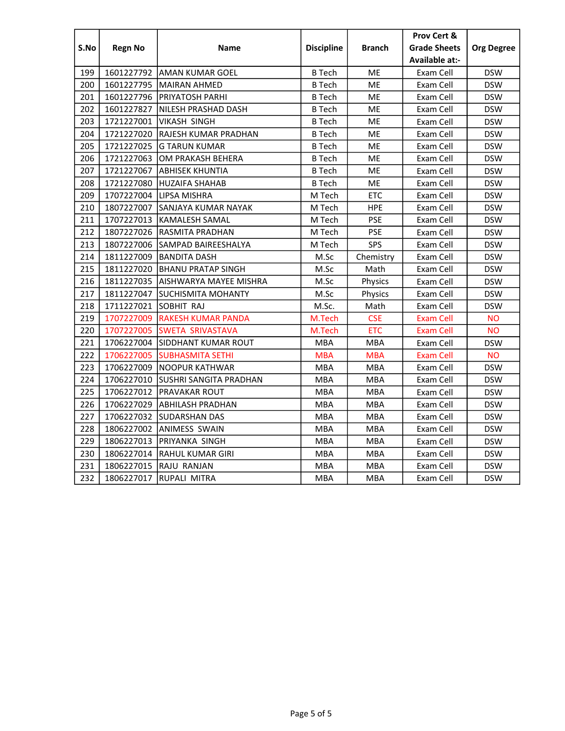| S.No | Regn No | Name | Discipline | Branch | Prov Cert & Grade Sheets Available at:- | Org Degree |
|---|---|---|---|---|---|---|
| 199 | 1601227792 | AMAN KUMAR GOEL | B Tech | ME | Exam Cell | DSW |
| 200 | 1601227795 | MAIRAN AHMED | B Tech | ME | Exam Cell | DSW |
| 201 | 1601227796 | PRIYATOSH PARHI | B Tech | ME | Exam Cell | DSW |
| 202 | 1601227827 | NILESH PRASHAD DASH | B Tech | ME | Exam Cell | DSW |
| 203 | 1721227001 | VIKASH SINGH | B Tech | ME | Exam Cell | DSW |
| 204 | 1721227020 | RAJESH KUMAR PRADHAN | B Tech | ME | Exam Cell | DSW |
| 205 | 1721227025 | G TARUN KUMAR | B Tech | ME | Exam Cell | DSW |
| 206 | 1721227063 | OM PRAKASH BEHERA | B Tech | ME | Exam Cell | DSW |
| 207 | 1721227067 | ABHISEK KHUNTIA | B Tech | ME | Exam Cell | DSW |
| 208 | 1721227080 | HUZAIFA SHAHAB | B Tech | ME | Exam Cell | DSW |
| 209 | 1707227004 | LIPSA MISHRA | M Tech | ETC | Exam Cell | DSW |
| 210 | 1807227007 | SANJAYA KUMAR NAYAK | M Tech | HPE | Exam Cell | DSW |
| 211 | 1707227013 | KAMALESH SAMAL | M Tech | PSE | Exam Cell | DSW |
| 212 | 1807227026 | RASMITA PRADHAN | M Tech | PSE | Exam Cell | DSW |
| 213 | 1807227006 | SAMPAD BAIREESHALYA | M Tech | SPS | Exam Cell | DSW |
| 214 | 1811227009 | BANDITA DASH | M.Sc | Chemistry | Exam Cell | DSW |
| 215 | 1811227020 | BHANU PRATAP SINGH | M.Sc | Math | Exam Cell | DSW |
| 216 | 1811227035 | AISHWARYA MAYEE MISHRA | M.Sc | Physics | Exam Cell | DSW |
| 217 | 1811227047 | SUCHISMITA MOHANTY | M.Sc | Physics | Exam Cell | DSW |
| 218 | 1711227021 | SOBHIT RAJ | M.Sc. | Math | Exam Cell | DSW |
| 219 | 1707227009 | RAKESH KUMAR PANDA | M.Tech | CSE | Exam Cell | NO |
| 220 | 1707227005 | SWETA SRIVASTAVA | M.Tech | ETC | Exam Cell | NO |
| 221 | 1706227004 | SIDDHANT KUMAR ROUT | MBA | MBA | Exam Cell | DSW |
| 222 | 1706227005 | SUBHASMITA SETHI | MBA | MBA | Exam Cell | NO |
| 223 | 1706227009 | NOOPUR KATHWAR | MBA | MBA | Exam Cell | DSW |
| 224 | 1706227010 | SUSHRI SANGITA PRADHAN | MBA | MBA | Exam Cell | DSW |
| 225 | 1706227012 | PRAVAKAR ROUT | MBA | MBA | Exam Cell | DSW |
| 226 | 1706227029 | ABHILASH PRADHAN | MBA | MBA | Exam Cell | DSW |
| 227 | 1706227032 | SUDARSHAN DAS | MBA | MBA | Exam Cell | DSW |
| 228 | 1806227002 | ANIMESS SWAIN | MBA | MBA | Exam Cell | DSW |
| 229 | 1806227013 | PRIYANKA SINGH | MBA | MBA | Exam Cell | DSW |
| 230 | 1806227014 | RAHUL KUMAR GIRI | MBA | MBA | Exam Cell | DSW |
| 231 | 1806227015 | RAJU RANJAN | MBA | MBA | Exam Cell | DSW |
| 232 | 1806227017 | RUPALI MITRA | MBA | MBA | Exam Cell | DSW |